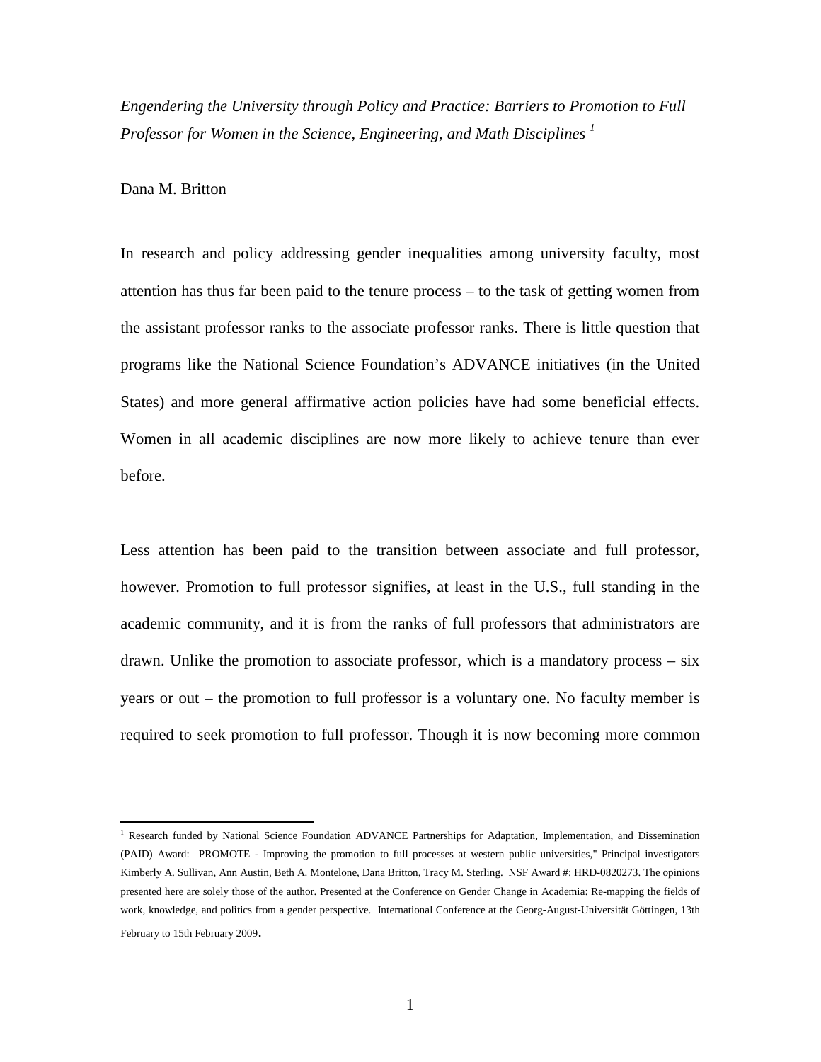*Engendering the University through Policy and Practice: Barriers to Promotion to Full Professor for Women in the Science, Engineering, and Math Disciplines* [1]

Dana M. Britton

In research and policy addressing gender inequalities among university faculty, most attention has thus far been paid to the tenure process – to the task of getting women from the assistant professor ranks to the associate professor ranks. There is little question that programs like the National Science Foundation's ADVANCE initiatives (in the United States) and more general affirmative action policies have had some beneficial effects. Women in all academic disciplines are now more likely to achieve tenure than ever before.

Less attention has been paid to the transition between associate and full professor, however. Promotion to full professor signifies, at least in the U.S., full standing in the academic community, and it is from the ranks of full professors that administrators are drawn. Unlike the promotion to associate professor, which is a mandatory process – six years or out – the promotion to full professor is a voluntary one. No faculty member is required to seek promotion to full professor. Though it is now becoming more common

---

[1] Research funded by National Science Foundation ADVANCE Partnerships for Adaptation, Implementation, and Dissemination (PAID) Award: PROMOTE - Improving the promotion to full processes at western public universities," Principal investigators Kimberly A. Sullivan, Ann Austin, Beth A. Montelone, Dana Britton, Tracy M. Sterling. NSF Award #: HRD-0820273. The opinions presented here are solely those of the author. Presented at the Conference on Gender Change in Academia: Re-mapping the fields of work, knowledge, and politics from a gender perspective. International Conference at the Georg-August-Universität Göttingen, 13th February to 15th February 2009.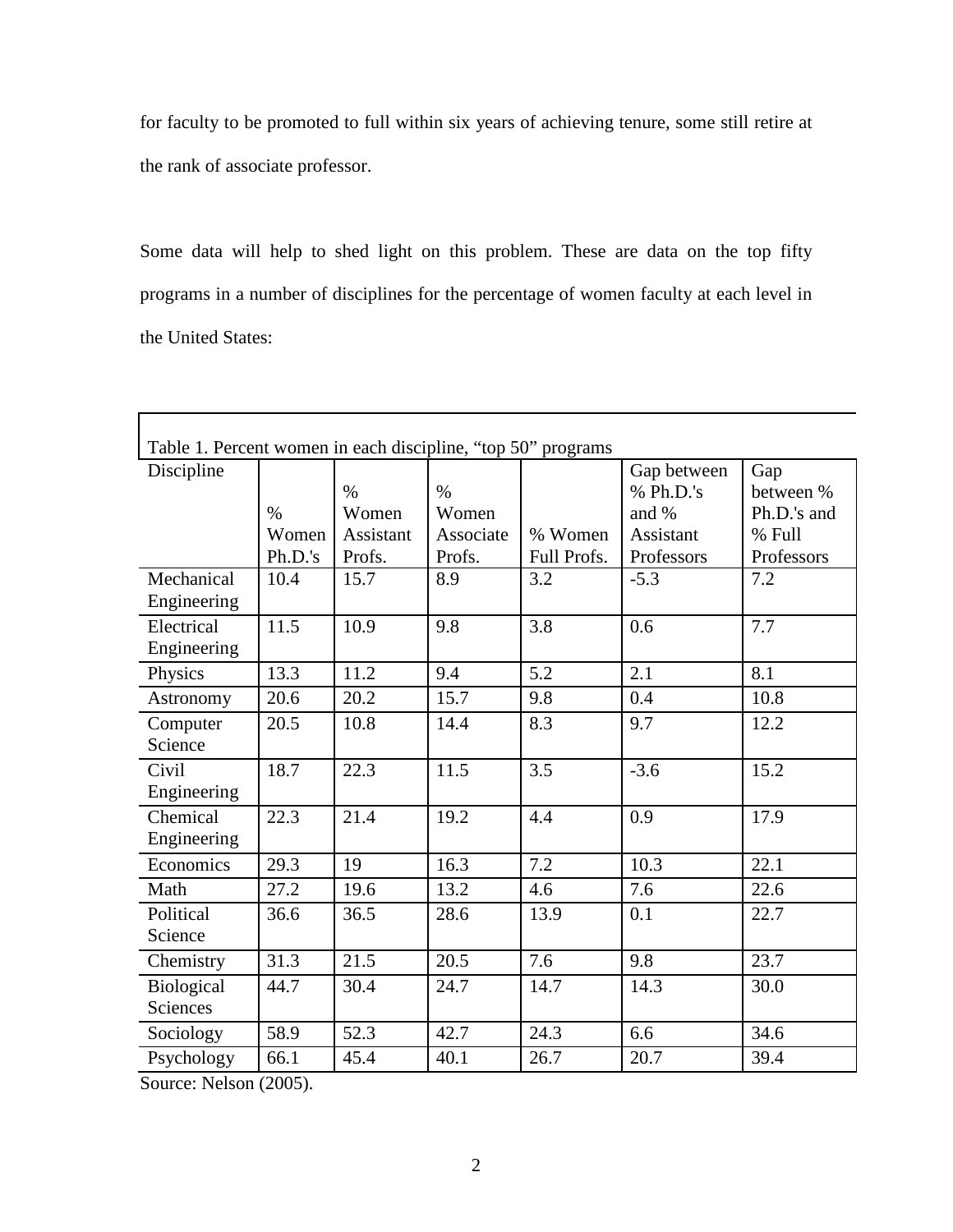for faculty to be promoted to full within six years of achieving tenure, some still retire at the rank of associate professor.

Some data will help to shed light on this problem. These are data on the top fifty programs in a number of disciplines for the percentage of women faculty at each level in the United States:

Table 1. Percent women in each discipline, "top 50" programs

| Discipline | % Women Ph.D.'s | % Women Assistant Profs. | % Women Associate Profs. | % Women Full Profs. | Gap between % Ph.D.'s and % Assistant Professors | Gap between % Ph.D.'s and % Full Professors |
|---|---|---|---|---|---|---|
| Mechanical Engineering | 10.4 | 15.7 | 8.9 | 3.2 | -5.3 | 7.2 |
| Electrical Engineering | 11.5 | 10.9 | 9.8 | 3.8 | 0.6 | 7.7 |
| Physics | 13.3 | 11.2 | 9.4 | 5.2 | 2.1 | 8.1 |
| Astronomy | 20.6 | 20.2 | 15.7 | 9.8 | 0.4 | 10.8 |
| Computer Science | 20.5 | 10.8 | 14.4 | 8.3 | 9.7 | 12.2 |
| Civil Engineering | 18.7 | 22.3 | 11.5 | 3.5 | -3.6 | 15.2 |
| Chemical Engineering | 22.3 | 21.4 | 19.2 | 4.4 | 0.9 | 17.9 |
| Economics | 29.3 | 19 | 16.3 | 7.2 | 10.3 | 22.1 |
| Math | 27.2 | 19.6 | 13.2 | 4.6 | 7.6 | 22.6 |
| Political Science | 36.6 | 36.5 | 28.6 | 13.9 | 0.1 | 22.7 |
| Chemistry | 31.3 | 21.5 | 20.5 | 7.6 | 9.8 | 23.7 |
| Biological Sciences | 44.7 | 30.4 | 24.7 | 14.7 | 14.3 | 30.0 |
| Sociology | 58.9 | 52.3 | 42.7 | 24.3 | 6.6 | 34.6 |
| Psychology | 66.1 | 45.4 | 40.1 | 26.7 | 20.7 | 39.4 |

Source: Nelson (2005).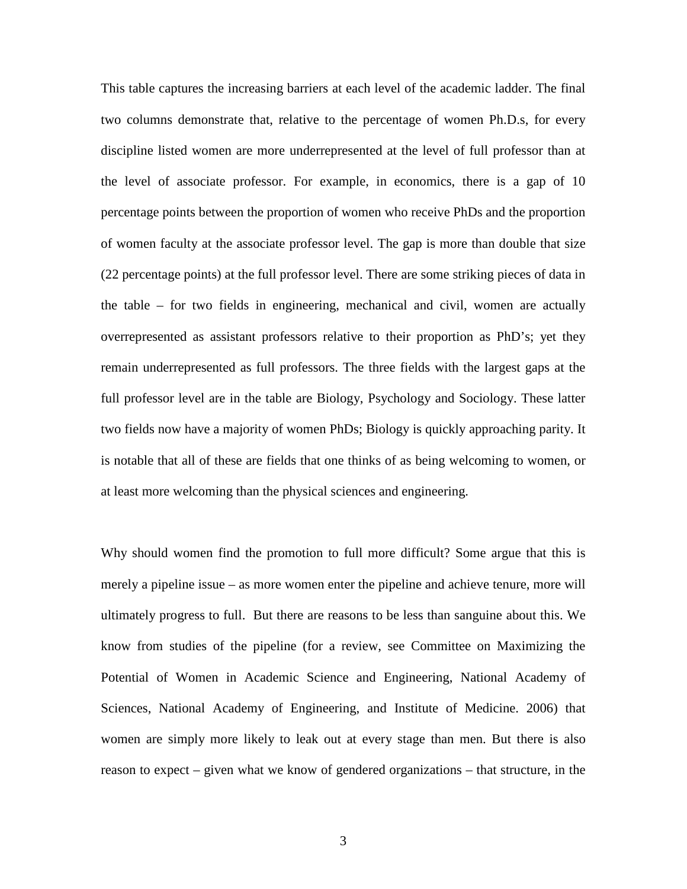This table captures the increasing barriers at each level of the academic ladder. The final two columns demonstrate that, relative to the percentage of women Ph.D.s, for every discipline listed women are more underrepresented at the level of full professor than at the level of associate professor. For example, in economics, there is a gap of 10 percentage points between the proportion of women who receive PhDs and the proportion of women faculty at the associate professor level. The gap is more than double that size (22 percentage points) at the full professor level. There are some striking pieces of data in the table – for two fields in engineering, mechanical and civil, women are actually overrepresented as assistant professors relative to their proportion as PhD's; yet they remain underrepresented as full professors. The three fields with the largest gaps at the full professor level are in the table are Biology, Psychology and Sociology. These latter two fields now have a majority of women PhDs; Biology is quickly approaching parity. It is notable that all of these are fields that one thinks of as being welcoming to women, or at least more welcoming than the physical sciences and engineering.

Why should women find the promotion to full more difficult? Some argue that this is merely a pipeline issue – as more women enter the pipeline and achieve tenure, more will ultimately progress to full. But there are reasons to be less than sanguine about this. We know from studies of the pipeline (for a review, see Committee on Maximizing the Potential of Women in Academic Science and Engineering, National Academy of Sciences, National Academy of Engineering, and Institute of Medicine. 2006) that women are simply more likely to leak out at every stage than men. But there is also reason to expect – given what we know of gendered organizations – that structure, in the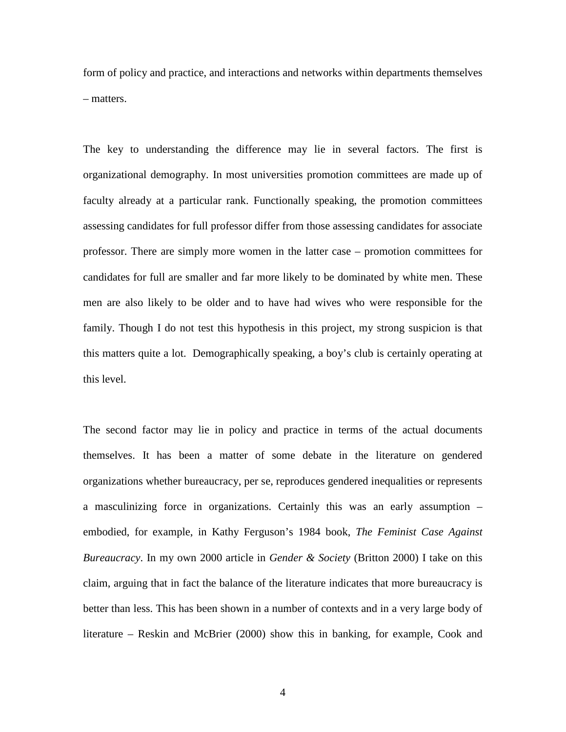form of policy and practice, and interactions and networks within departments themselves – matters.

The key to understanding the difference may lie in several factors. The first is organizational demography. In most universities promotion committees are made up of faculty already at a particular rank. Functionally speaking, the promotion committees assessing candidates for full professor differ from those assessing candidates for associate professor. There are simply more women in the latter case – promotion committees for candidates for full are smaller and far more likely to be dominated by white men. These men are also likely to be older and to have had wives who were responsible for the family. Though I do not test this hypothesis in this project, my strong suspicion is that this matters quite a lot. Demographically speaking, a boy's club is certainly operating at this level.

The second factor may lie in policy and practice in terms of the actual documents themselves. It has been a matter of some debate in the literature on gendered organizations whether bureaucracy, per se, reproduces gendered inequalities or represents a masculinizing force in organizations. Certainly this was an early assumption – embodied, for example, in Kathy Ferguson's 1984 book, *The Feminist Case Against Bureaucracy*. In my own 2000 article in *Gender & Society* (Britton 2000) I take on this claim, arguing that in fact the balance of the literature indicates that more bureaucracy is better than less. This has been shown in a number of contexts and in a very large body of literature – Reskin and McBrier (2000) show this in banking, for example, Cook and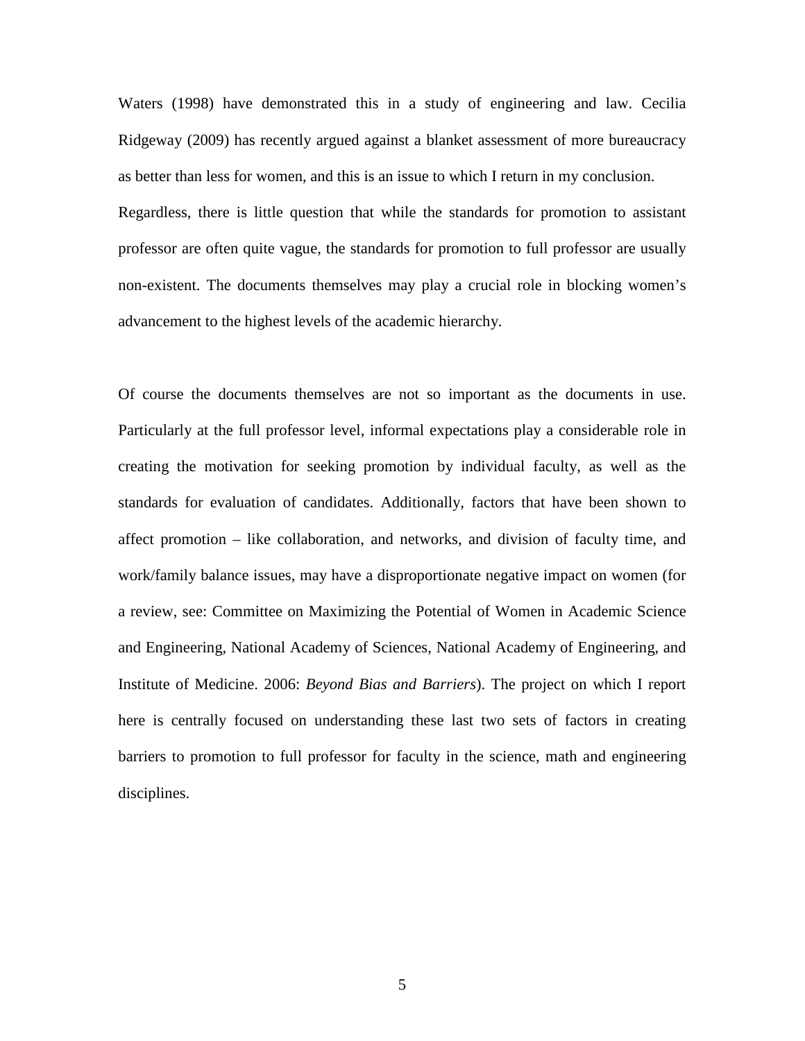Waters (1998) have demonstrated this in a study of engineering and law. Cecilia Ridgeway (2009) has recently argued against a blanket assessment of more bureaucracy as better than less for women, and this is an issue to which I return in my conclusion. Regardless, there is little question that while the standards for promotion to assistant professor are often quite vague, the standards for promotion to full professor are usually non-existent. The documents themselves may play a crucial role in blocking women's advancement to the highest levels of the academic hierarchy.

Of course the documents themselves are not so important as the documents in use. Particularly at the full professor level, informal expectations play a considerable role in creating the motivation for seeking promotion by individual faculty, as well as the standards for evaluation of candidates. Additionally, factors that have been shown to affect promotion – like collaboration, and networks, and division of faculty time, and work/family balance issues, may have a disproportionate negative impact on women (for a review, see: Committee on Maximizing the Potential of Women in Academic Science and Engineering, National Academy of Sciences, National Academy of Engineering, and Institute of Medicine. 2006: *Beyond Bias and Barriers*). The project on which I report here is centrally focused on understanding these last two sets of factors in creating barriers to promotion to full professor for faculty in the science, math and engineering disciplines.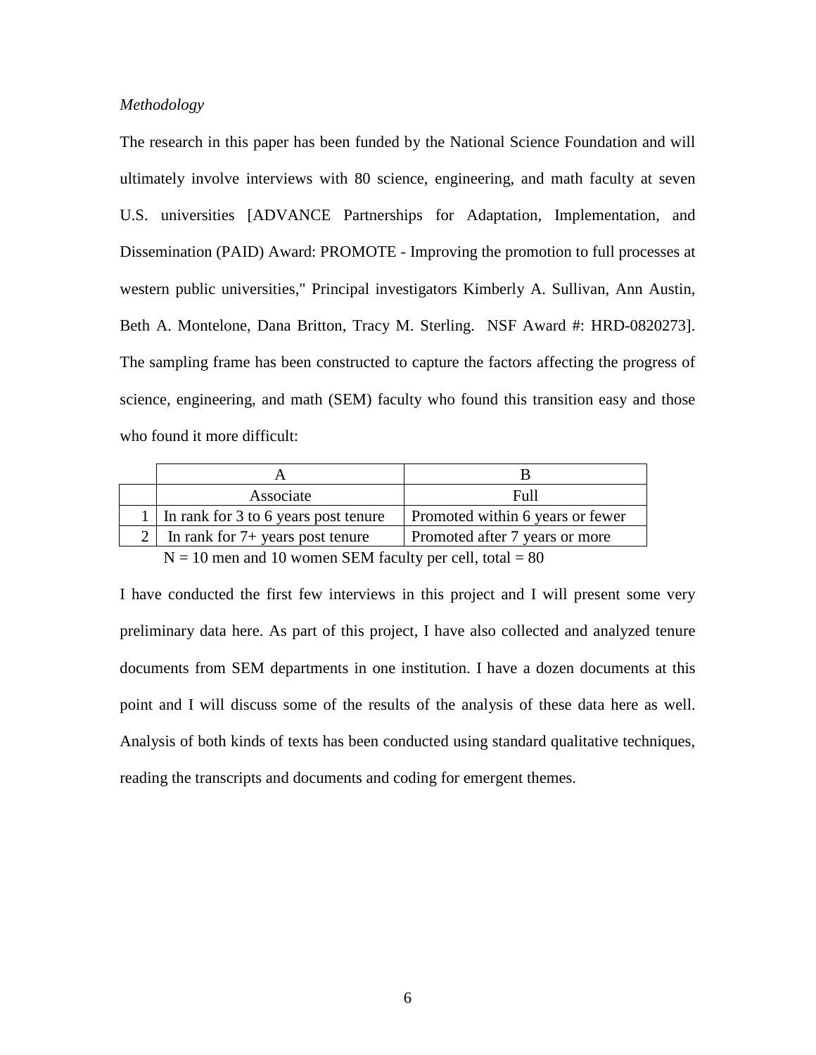*Methodology*

The research in this paper has been funded by the National Science Foundation and will ultimately involve interviews with 80 science, engineering, and math faculty at seven U.S. universities [ADVANCE Partnerships for Adaptation, Implementation, and Dissemination (PAID) Award: PROMOTE - Improving the promotion to full processes at western public universities," Principal investigators Kimberly A. Sullivan, Ann Austin, Beth A. Montelone, Dana Britton, Tracy M. Sterling. NSF Award #: HRD-0820273]. The sampling frame has been constructed to capture the factors affecting the progress of science, engineering, and math (SEM) faculty who found this transition easy and those who found it more difficult:

| | A | B |
|---|---|---|
| | Associate | Full |
| 1 | In rank for 3 to 6 years post tenure | Promoted within 6 years or fewer |
| 2 | In rank for 7+ years post tenure | Promoted after 7 years or more |

N = 10 men and 10 women SEM faculty per cell, total = 80

I have conducted the first few interviews in this project and I will present some very preliminary data here. As part of this project, I have also collected and analyzed tenure documents from SEM departments in one institution. I have a dozen documents at this point and I will discuss some of the results of the analysis of these data here as well. Analysis of both kinds of texts has been conducted using standard qualitative techniques, reading the transcripts and documents and coding for emergent themes.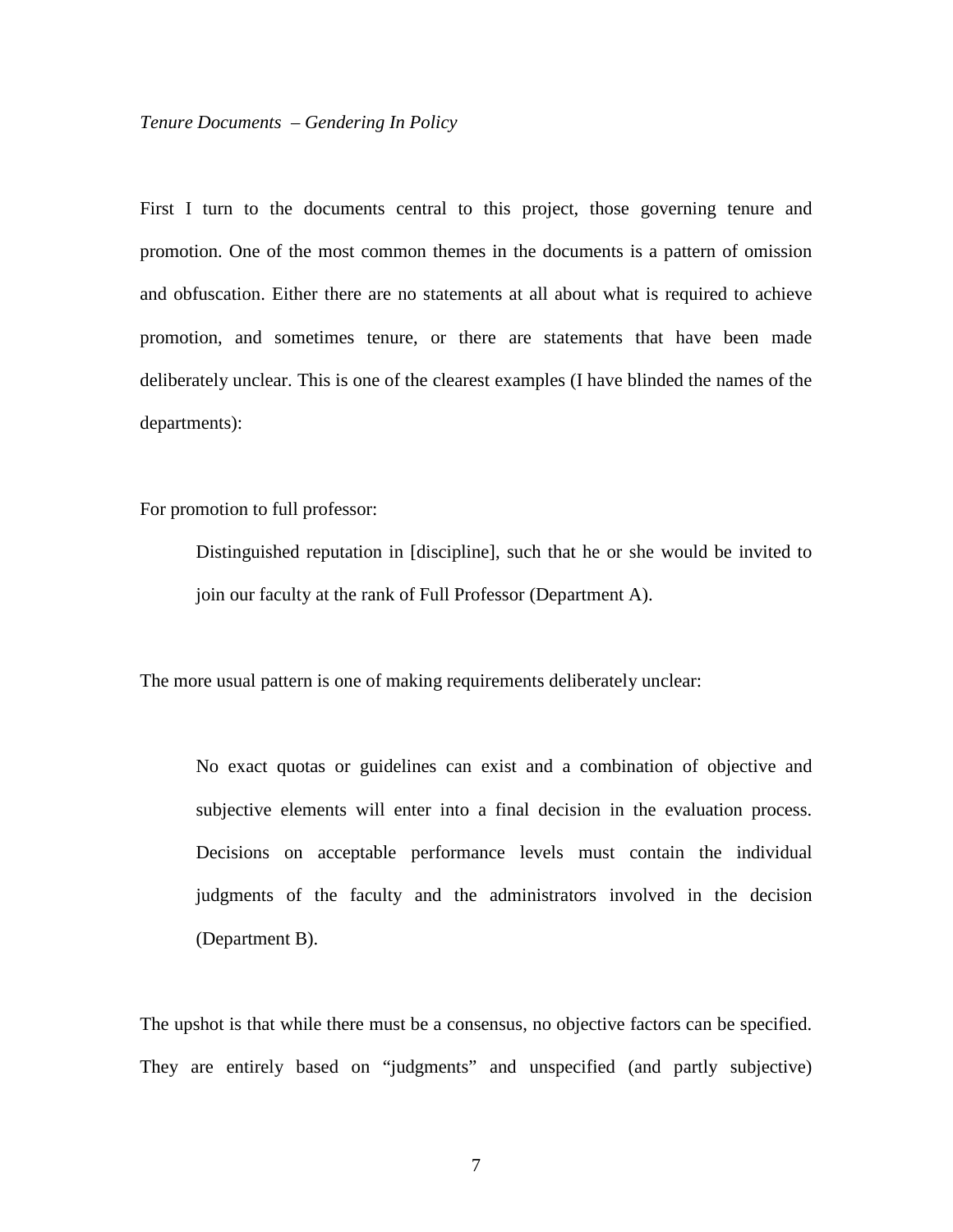*Tenure Documents – Gendering In Policy*

First I turn to the documents central to this project, those governing tenure and promotion. One of the most common themes in the documents is a pattern of omission and obfuscation. Either there are no statements at all about what is required to achieve promotion, and sometimes tenure, or there are statements that have been made deliberately unclear. This is one of the clearest examples (I have blinded the names of the departments):

For promotion to full professor:

> Distinguished reputation in [discipline], such that he or she would be invited to join our faculty at the rank of Full Professor (Department A).

The more usual pattern is one of making requirements deliberately unclear:

> No exact quotas or guidelines can exist and a combination of objective and subjective elements will enter into a final decision in the evaluation process. Decisions on acceptable performance levels must contain the individual judgments of the faculty and the administrators involved in the decision (Department B).

The upshot is that while there must be a consensus, no objective factors can be specified. They are entirely based on "judgments" and unspecified (and partly subjective)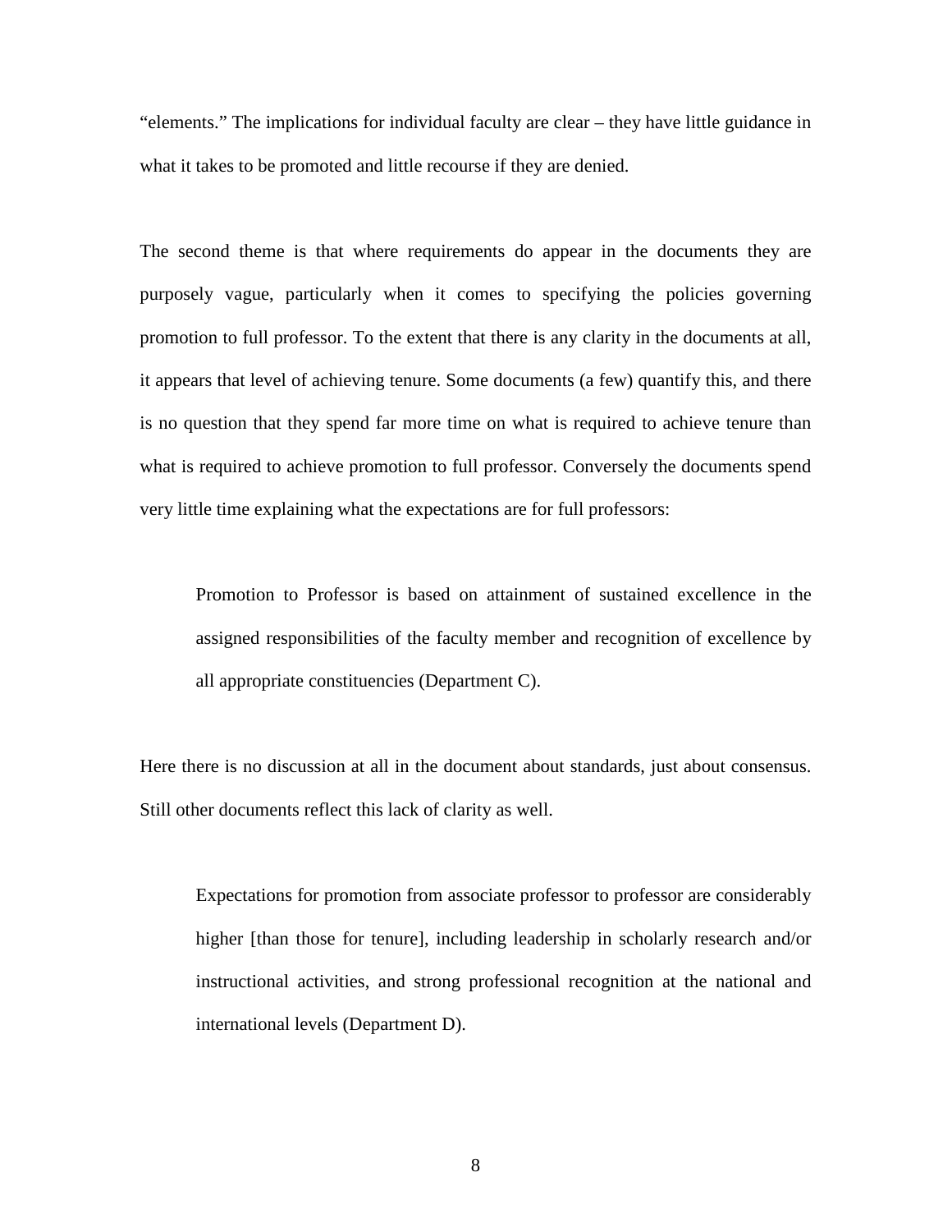"elements." The implications for individual faculty are clear – they have little guidance in what it takes to be promoted and little recourse if they are denied.

The second theme is that where requirements do appear in the documents they are purposely vague, particularly when it comes to specifying the policies governing promotion to full professor. To the extent that there is any clarity in the documents at all, it appears that level of achieving tenure. Some documents (a few) quantify this, and there is no question that they spend far more time on what is required to achieve tenure than what is required to achieve promotion to full professor. Conversely the documents spend very little time explaining what the expectations are for full professors:

> Promotion to Professor is based on attainment of sustained excellence in the assigned responsibilities of the faculty member and recognition of excellence by all appropriate constituencies (Department C).

Here there is no discussion at all in the document about standards, just about consensus. Still other documents reflect this lack of clarity as well.

> Expectations for promotion from associate professor to professor are considerably higher [than those for tenure], including leadership in scholarly research and/or instructional activities, and strong professional recognition at the national and international levels (Department D).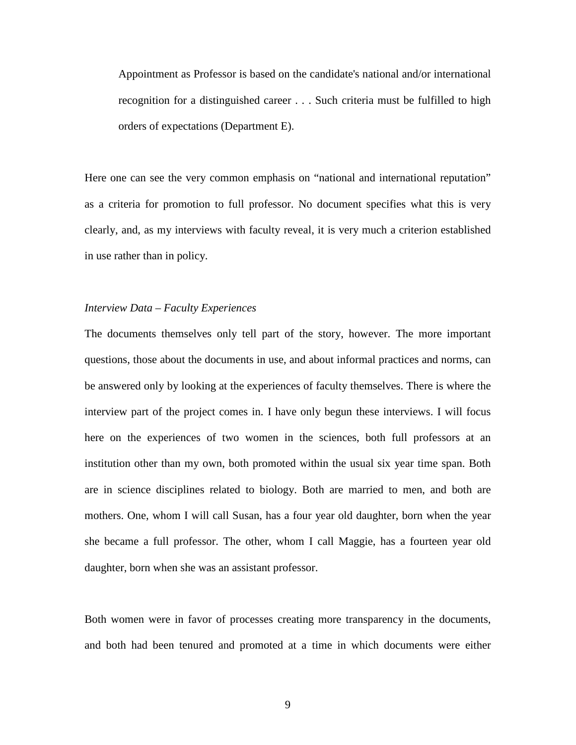> Appointment as Professor is based on the candidate's national and/or international recognition for a distinguished career . . . Such criteria must be fulfilled to high orders of expectations (Department E).

Here one can see the very common emphasis on "national and international reputation" as a criteria for promotion to full professor. No document specifies what this is very clearly, and, as my interviews with faculty reveal, it is very much a criterion established in use rather than in policy.

*Interview Data – Faculty Experiences*

The documents themselves only tell part of the story, however. The more important questions, those about the documents in use, and about informal practices and norms, can be answered only by looking at the experiences of faculty themselves. There is where the interview part of the project comes in. I have only begun these interviews. I will focus here on the experiences of two women in the sciences, both full professors at an institution other than my own, both promoted within the usual six year time span. Both are in science disciplines related to biology. Both are married to men, and both are mothers. One, whom I will call Susan, has a four year old daughter, born when the year she became a full professor. The other, whom I call Maggie, has a fourteen year old daughter, born when she was an assistant professor.

Both women were in favor of processes creating more transparency in the documents, and both had been tenured and promoted at a time in which documents were either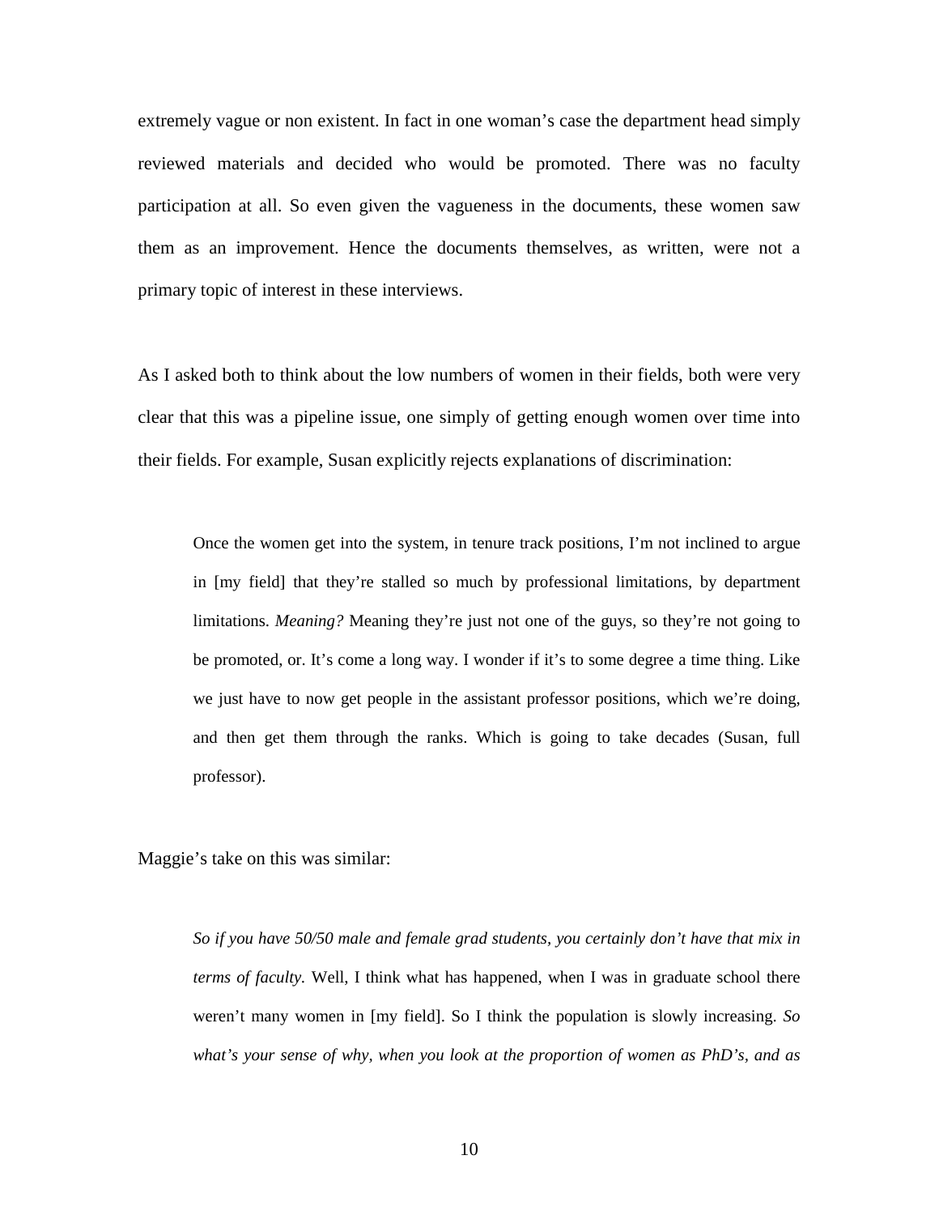extremely vague or non existent. In fact in one woman's case the department head simply reviewed materials and decided who would be promoted. There was no faculty participation at all. So even given the vagueness in the documents, these women saw them as an improvement. Hence the documents themselves, as written, were not a primary topic of interest in these interviews.

As I asked both to think about the low numbers of women in their fields, both were very clear that this was a pipeline issue, one simply of getting enough women over time into their fields. For example, Susan explicitly rejects explanations of discrimination:

> Once the women get into the system, in tenure track positions, I'm not inclined to argue in [my field] that they're stalled so much by professional limitations, by department limitations. *Meaning?* Meaning they're just not one of the guys, so they're not going to be promoted, or. It's come a long way. I wonder if it's to some degree a time thing. Like we just have to now get people in the assistant professor positions, which we're doing, and then get them through the ranks. Which is going to take decades (Susan, full professor).

Maggie's take on this was similar:

> *So if you have 50/50 male and female grad students, you certainly don't have that mix in terms of faculty.* Well, I think what has happened, when I was in graduate school there weren't many women in [my field]. So I think the population is slowly increasing. *So what's your sense of why, when you look at the proportion of women as PhD's, and as*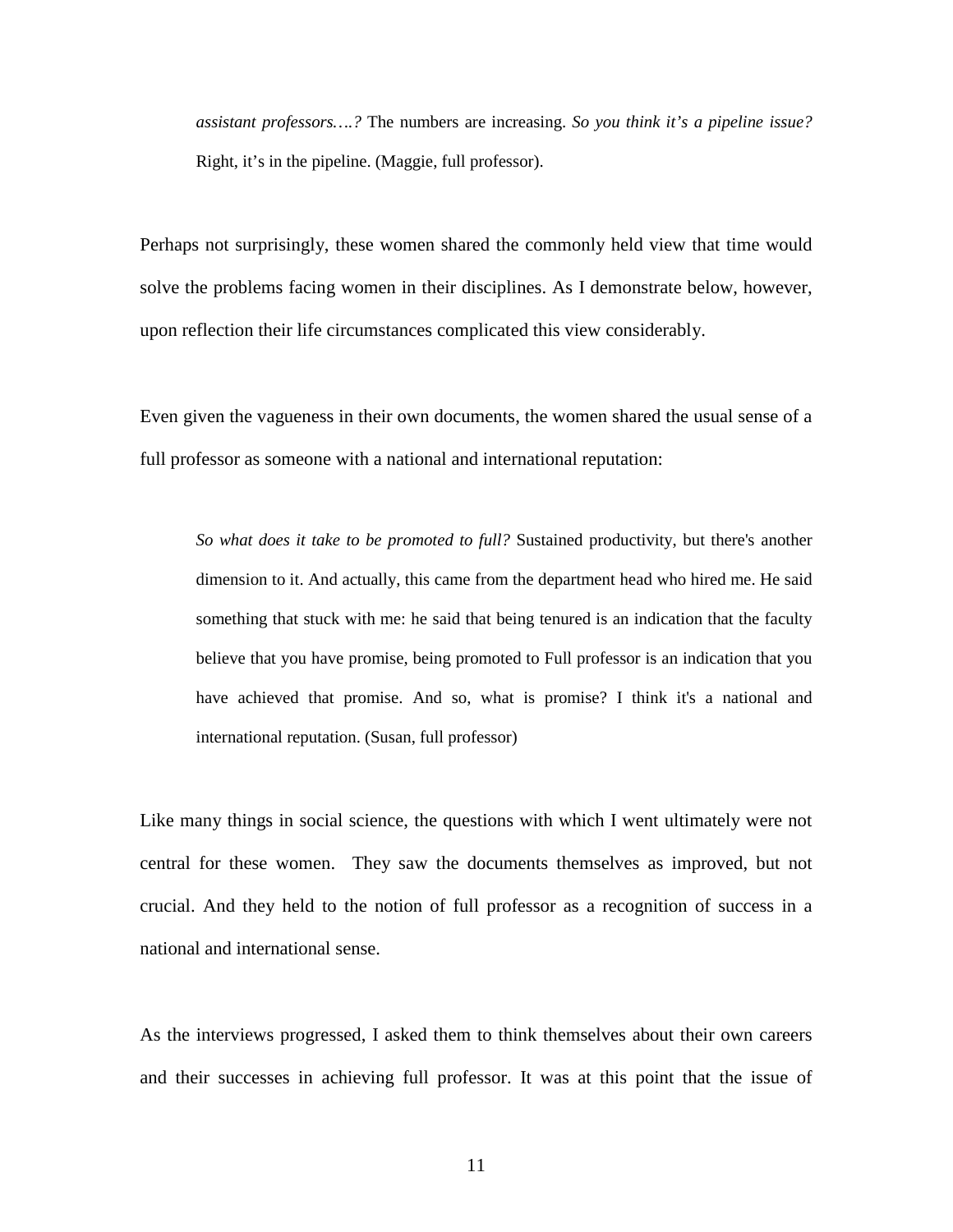> *assistant professors….?* The numbers are increasing. *So you think it's a pipeline issue?* Right, it's in the pipeline. (Maggie, full professor).

Perhaps not surprisingly, these women shared the commonly held view that time would solve the problems facing women in their disciplines. As I demonstrate below, however, upon reflection their life circumstances complicated this view considerably.

Even given the vagueness in their own documents, the women shared the usual sense of a full professor as someone with a national and international reputation:

> *So what does it take to be promoted to full?* Sustained productivity, but there's another dimension to it. And actually, this came from the department head who hired me. He said something that stuck with me: he said that being tenured is an indication that the faculty believe that you have promise, being promoted to Full professor is an indication that you have achieved that promise. And so, what is promise? I think it's a national and international reputation. (Susan, full professor)

Like many things in social science, the questions with which I went ultimately were not central for these women. They saw the documents themselves as improved, but not crucial. And they held to the notion of full professor as a recognition of success in a national and international sense.

As the interviews progressed, I asked them to think themselves about their own careers and their successes in achieving full professor. It was at this point that the issue of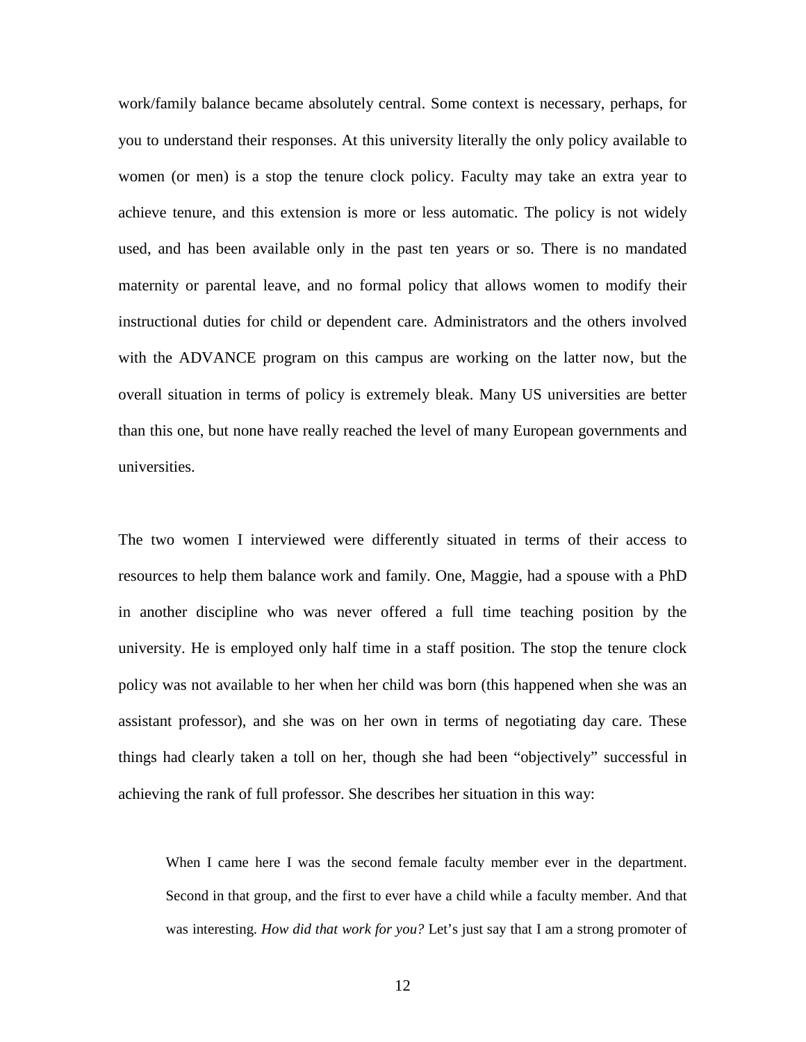work/family balance became absolutely central. Some context is necessary, perhaps, for you to understand their responses. At this university literally the only policy available to women (or men) is a stop the tenure clock policy. Faculty may take an extra year to achieve tenure, and this extension is more or less automatic. The policy is not widely used, and has been available only in the past ten years or so. There is no mandated maternity or parental leave, and no formal policy that allows women to modify their instructional duties for child or dependent care. Administrators and the others involved with the ADVANCE program on this campus are working on the latter now, but the overall situation in terms of policy is extremely bleak. Many US universities are better than this one, but none have really reached the level of many European governments and universities.

The two women I interviewed were differently situated in terms of their access to resources to help them balance work and family. One, Maggie, had a spouse with a PhD in another discipline who was never offered a full time teaching position by the university. He is employed only half time in a staff position. The stop the tenure clock policy was not available to her when her child was born (this happened when she was an assistant professor), and she was on her own in terms of negotiating day care. These things had clearly taken a toll on her, though she had been "objectively" successful in achieving the rank of full professor. She describes her situation in this way:

> When I came here I was the second female faculty member ever in the department. Second in that group, and the first to ever have a child while a faculty member. And that was interesting. *How did that work for you?* Let's just say that I am a strong promoter of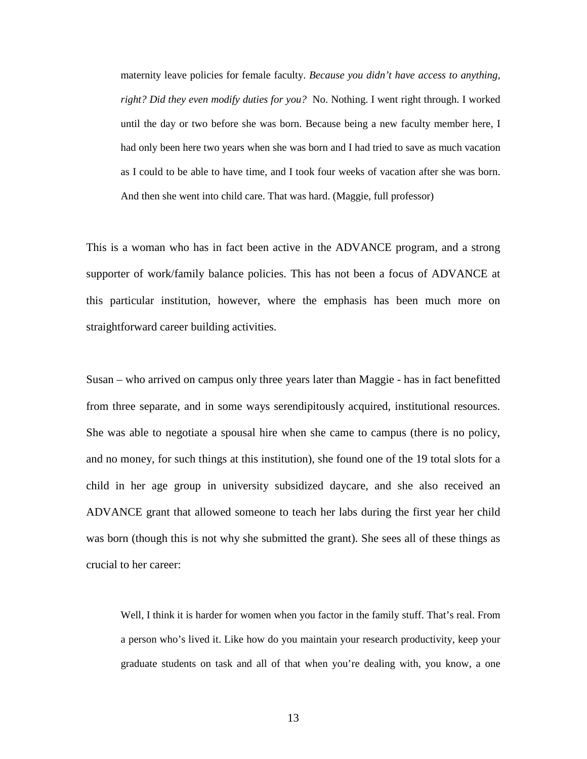> maternity leave policies for female faculty. *Because you didn't have access to anything, right? Did they even modify duties for you?* No. Nothing. I went right through. I worked until the day or two before she was born. Because being a new faculty member here, I had only been here two years when she was born and I had tried to save as much vacation as I could to be able to have time, and I took four weeks of vacation after she was born. And then she went into child care. That was hard. (Maggie, full professor)

This is a woman who has in fact been active in the ADVANCE program, and a strong supporter of work/family balance policies. This has not been a focus of ADVANCE at this particular institution, however, where the emphasis has been much more on straightforward career building activities.

Susan – who arrived on campus only three years later than Maggie - has in fact benefitted from three separate, and in some ways serendipitously acquired, institutional resources. She was able to negotiate a spousal hire when she came to campus (there is no policy, and no money, for such things at this institution), she found one of the 19 total slots for a child in her age group in university subsidized daycare, and she also received an ADVANCE grant that allowed someone to teach her labs during the first year her child was born (though this is not why she submitted the grant). She sees all of these things as crucial to her career:

> Well, I think it is harder for women when you factor in the family stuff. That's real. From a person who's lived it. Like how do you maintain your research productivity, keep your graduate students on task and all of that when you're dealing with, you know, a one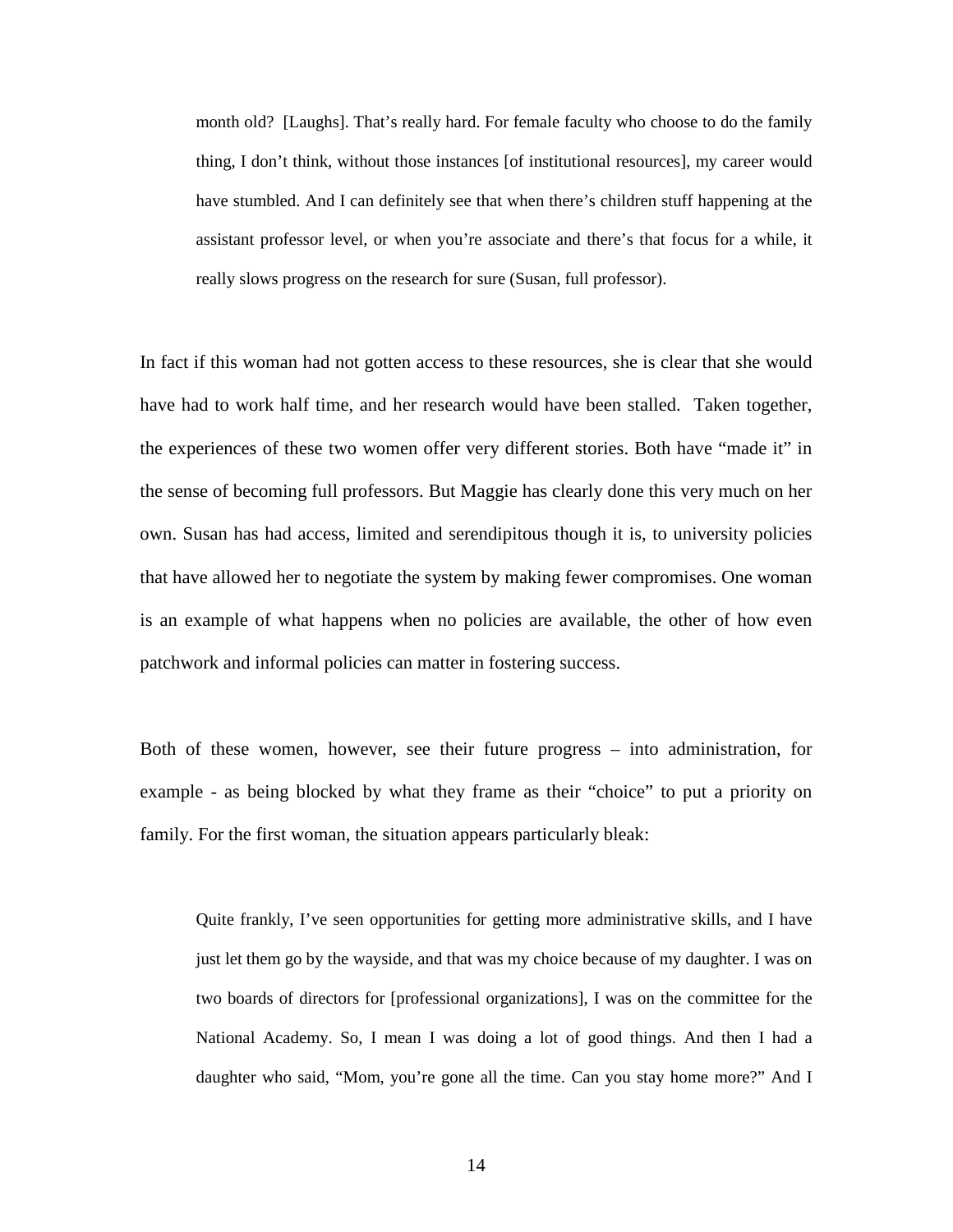> month old? [Laughs]. That's really hard. For female faculty who choose to do the family thing, I don't think, without those instances [of institutional resources], my career would have stumbled. And I can definitely see that when there's children stuff happening at the assistant professor level, or when you're associate and there's that focus for a while, it really slows progress on the research for sure (Susan, full professor).

In fact if this woman had not gotten access to these resources, she is clear that she would have had to work half time, and her research would have been stalled. Taken together, the experiences of these two women offer very different stories. Both have "made it" in the sense of becoming full professors. But Maggie has clearly done this very much on her own. Susan has had access, limited and serendipitous though it is, to university policies that have allowed her to negotiate the system by making fewer compromises. One woman is an example of what happens when no policies are available, the other of how even patchwork and informal policies can matter in fostering success.

Both of these women, however, see their future progress – into administration, for example - as being blocked by what they frame as their "choice" to put a priority on family. For the first woman, the situation appears particularly bleak:

> Quite frankly, I've seen opportunities for getting more administrative skills, and I have just let them go by the wayside, and that was my choice because of my daughter. I was on two boards of directors for [professional organizations], I was on the committee for the National Academy. So, I mean I was doing a lot of good things. And then I had a daughter who said, "Mom, you're gone all the time. Can you stay home more?" And I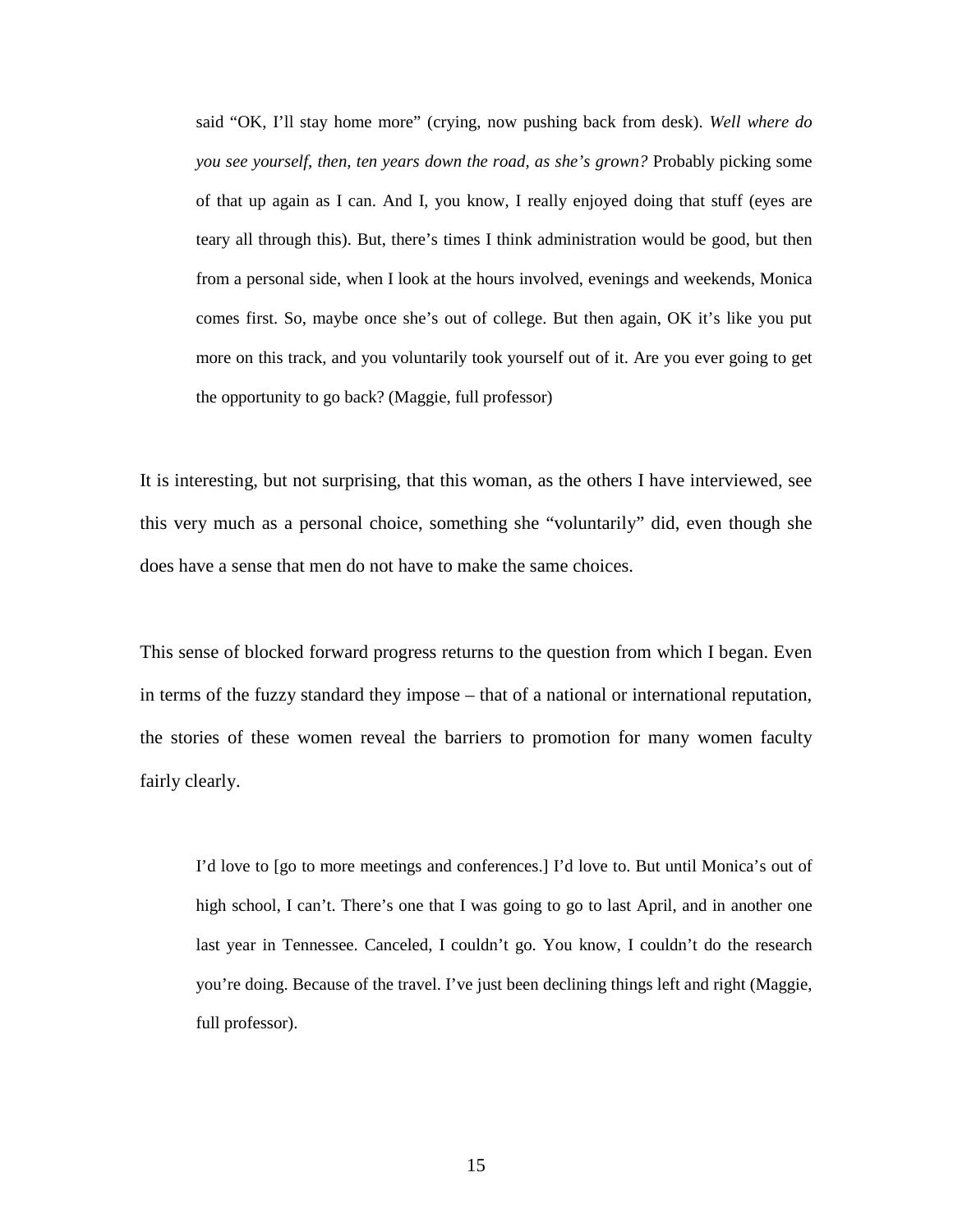> said "OK, I'll stay home more" (crying, now pushing back from desk). *Well where do you see yourself, then, ten years down the road, as she's grown?* Probably picking some of that up again as I can. And I, you know, I really enjoyed doing that stuff (eyes are teary all through this). But, there's times I think administration would be good, but then from a personal side, when I look at the hours involved, evenings and weekends, Monica comes first. So, maybe once she's out of college. But then again, OK it's like you put more on this track, and you voluntarily took yourself out of it. Are you ever going to get the opportunity to go back? (Maggie, full professor)

It is interesting, but not surprising, that this woman, as the others I have interviewed, see this very much as a personal choice, something she "voluntarily" did, even though she does have a sense that men do not have to make the same choices.

This sense of blocked forward progress returns to the question from which I began. Even in terms of the fuzzy standard they impose – that of a national or international reputation, the stories of these women reveal the barriers to promotion for many women faculty fairly clearly.

> I'd love to [go to more meetings and conferences.] I'd love to. But until Monica's out of high school, I can't. There's one that I was going to go to last April, and in another one last year in Tennessee. Canceled, I couldn't go. You know, I couldn't do the research you're doing. Because of the travel. I've just been declining things left and right (Maggie, full professor).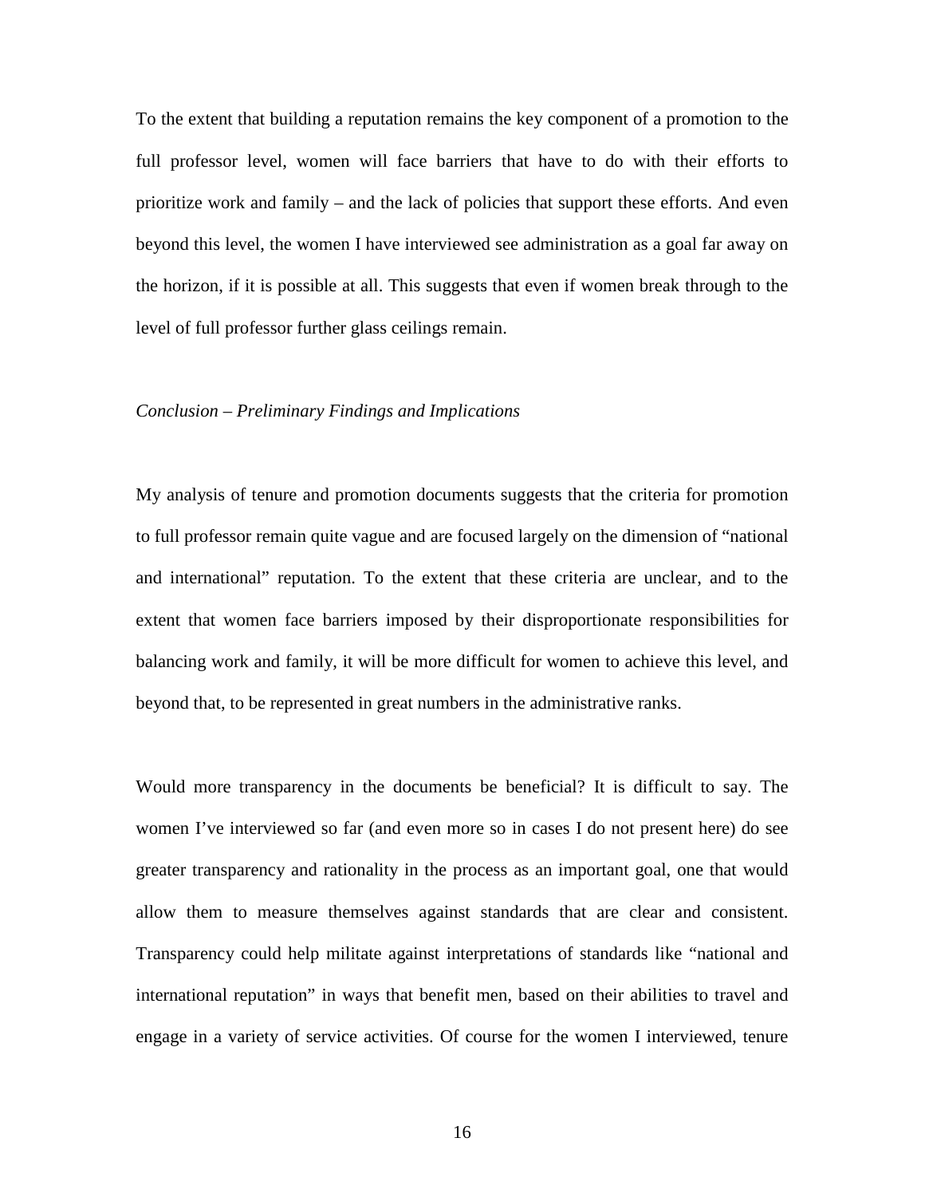To the extent that building a reputation remains the key component of a promotion to the full professor level, women will face barriers that have to do with their efforts to prioritize work and family – and the lack of policies that support these efforts. And even beyond this level, the women I have interviewed see administration as a goal far away on the horizon, if it is possible at all. This suggests that even if women break through to the level of full professor further glass ceilings remain.

*Conclusion – Preliminary Findings and Implications*

My analysis of tenure and promotion documents suggests that the criteria for promotion to full professor remain quite vague and are focused largely on the dimension of "national and international" reputation. To the extent that these criteria are unclear, and to the extent that women face barriers imposed by their disproportionate responsibilities for balancing work and family, it will be more difficult for women to achieve this level, and beyond that, to be represented in great numbers in the administrative ranks.

Would more transparency in the documents be beneficial? It is difficult to say. The women I've interviewed so far (and even more so in cases I do not present here) do see greater transparency and rationality in the process as an important goal, one that would allow them to measure themselves against standards that are clear and consistent. Transparency could help militate against interpretations of standards like "national and international reputation" in ways that benefit men, based on their abilities to travel and engage in a variety of service activities. Of course for the women I interviewed, tenure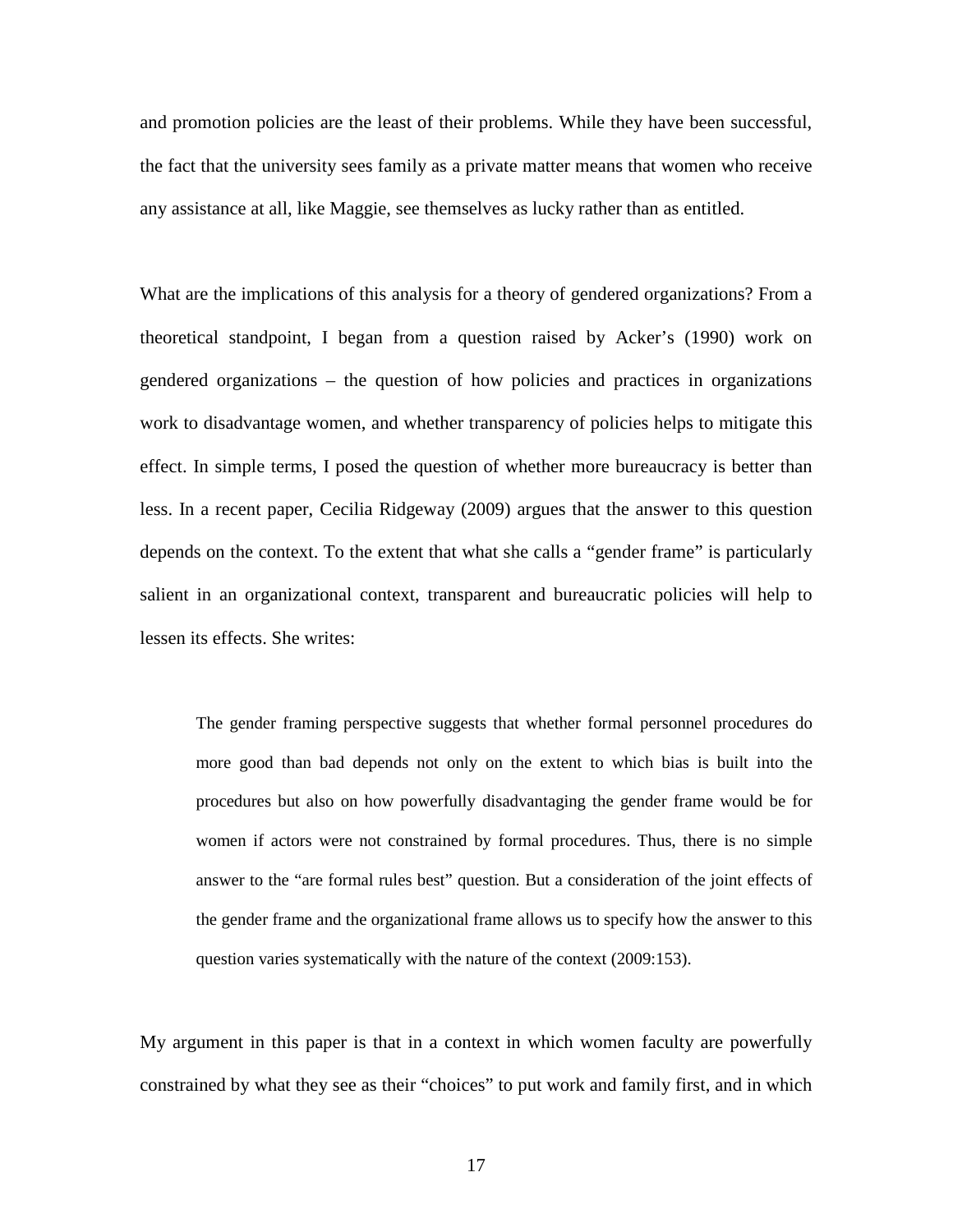and promotion policies are the least of their problems. While they have been successful, the fact that the university sees family as a private matter means that women who receive any assistance at all, like Maggie, see themselves as lucky rather than as entitled.

What are the implications of this analysis for a theory of gendered organizations? From a theoretical standpoint, I began from a question raised by Acker's (1990) work on gendered organizations – the question of how policies and practices in organizations work to disadvantage women, and whether transparency of policies helps to mitigate this effect. In simple terms, I posed the question of whether more bureaucracy is better than less. In a recent paper, Cecilia Ridgeway (2009) argues that the answer to this question depends on the context. To the extent that what she calls a "gender frame" is particularly salient in an organizational context, transparent and bureaucratic policies will help to lessen its effects. She writes:

> The gender framing perspective suggests that whether formal personnel procedures do more good than bad depends not only on the extent to which bias is built into the procedures but also on how powerfully disadvantaging the gender frame would be for women if actors were not constrained by formal procedures. Thus, there is no simple answer to the "are formal rules best" question. But a consideration of the joint effects of the gender frame and the organizational frame allows us to specify how the answer to this question varies systematically with the nature of the context (2009:153).

My argument in this paper is that in a context in which women faculty are powerfully constrained by what they see as their "choices" to put work and family first, and in which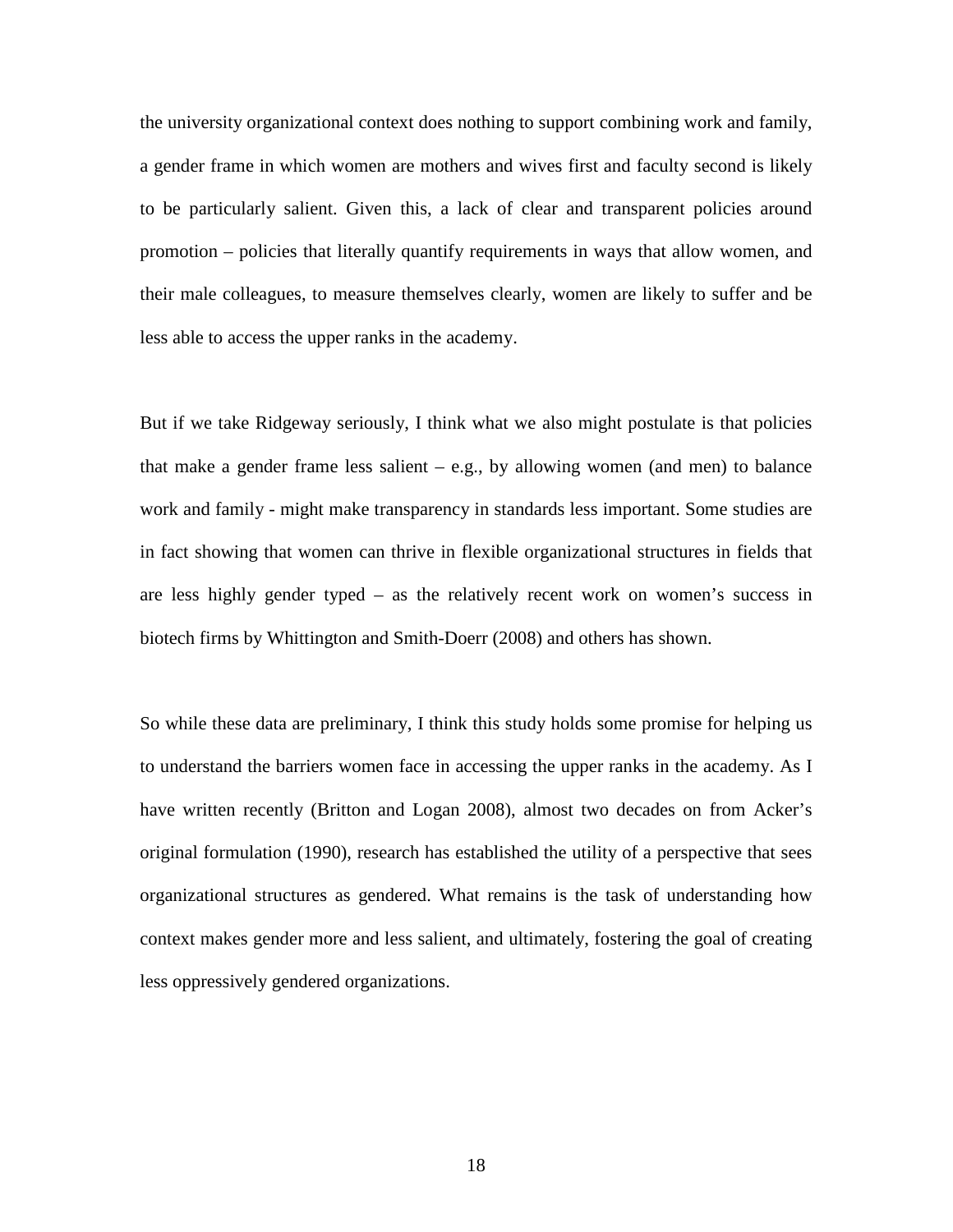the university organizational context does nothing to support combining work and family, a gender frame in which women are mothers and wives first and faculty second is likely to be particularly salient. Given this, a lack of clear and transparent policies around promotion – policies that literally quantify requirements in ways that allow women, and their male colleagues, to measure themselves clearly, women are likely to suffer and be less able to access the upper ranks in the academy.

But if we take Ridgeway seriously, I think what we also might postulate is that policies that make a gender frame less salient – e.g., by allowing women (and men) to balance work and family - might make transparency in standards less important. Some studies are in fact showing that women can thrive in flexible organizational structures in fields that are less highly gender typed – as the relatively recent work on women's success in biotech firms by Whittington and Smith-Doerr (2008) and others has shown.

So while these data are preliminary, I think this study holds some promise for helping us to understand the barriers women face in accessing the upper ranks in the academy. As I have written recently (Britton and Logan 2008), almost two decades on from Acker's original formulation (1990), research has established the utility of a perspective that sees organizational structures as gendered. What remains is the task of understanding how context makes gender more and less salient, and ultimately, fostering the goal of creating less oppressively gendered organizations.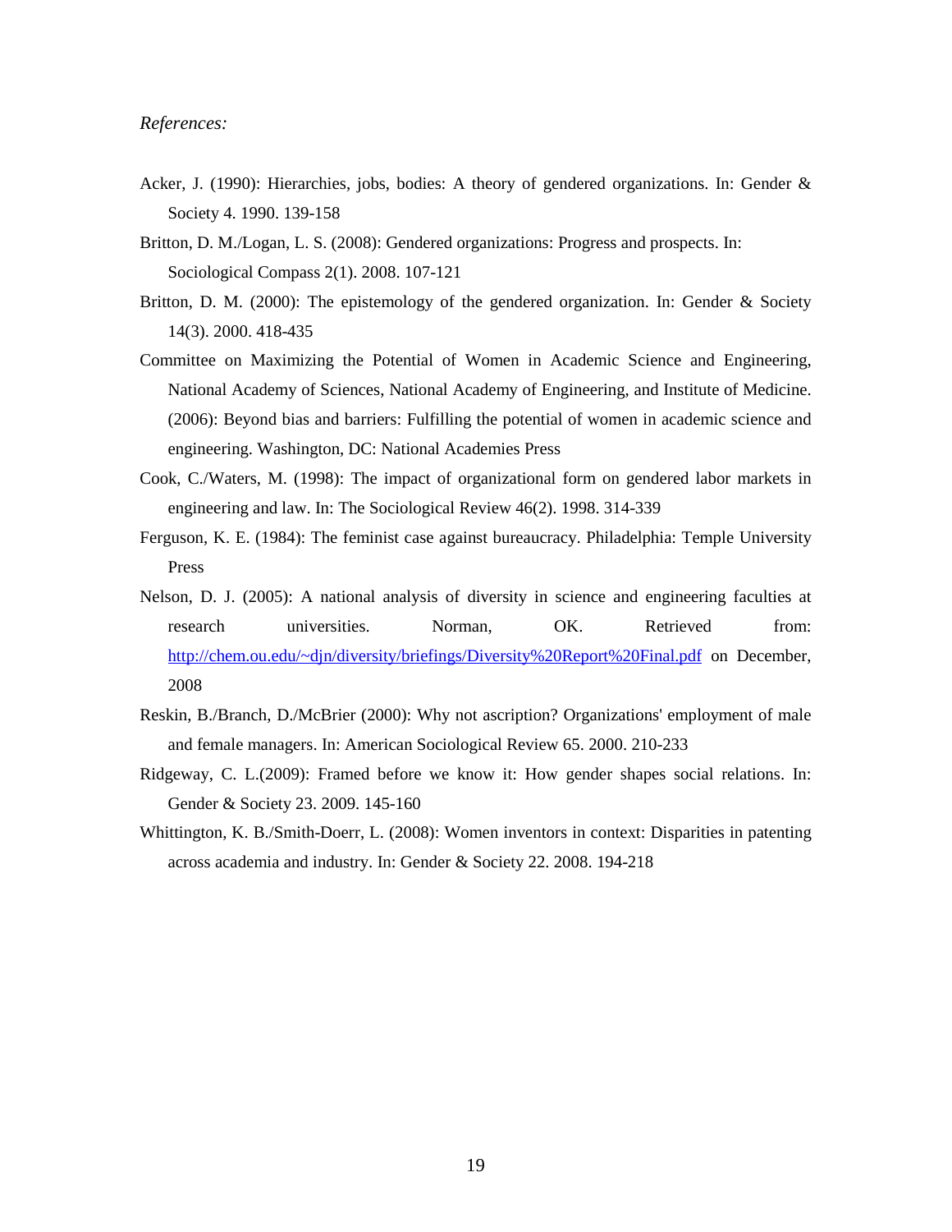*References:*

Acker, J. (1990): Hierarchies, jobs, bodies: A theory of gendered organizations. In: Gender & Society 4. 1990. 139-158

Britton, D. M./Logan, L. S. (2008): Gendered organizations: Progress and prospects. In: Sociological Compass 2(1). 2008. 107-121

Britton, D. M. (2000): The epistemology of the gendered organization. In: Gender & Society 14(3). 2000. 418-435

Committee on Maximizing the Potential of Women in Academic Science and Engineering, National Academy of Sciences, National Academy of Engineering, and Institute of Medicine. (2006): Beyond bias and barriers: Fulfilling the potential of women in academic science and engineering. Washington, DC: National Academies Press

Cook, C./Waters, M. (1998): The impact of organizational form on gendered labor markets in engineering and law. In: The Sociological Review 46(2). 1998. 314-339

Ferguson, K. E. (1984): The feminist case against bureaucracy. Philadelphia: Temple University Press

Nelson, D. J. (2005): A national analysis of diversity in science and engineering faculties at research universities. Norman, OK. Retrieved from: http://chem.ou.edu/~djn/diversity/briefings/Diversity%20Report%20Final.pdf on December, 2008

Reskin, B./Branch, D./McBrier (2000): Why not ascription? Organizations' employment of male and female managers. In: American Sociological Review 65. 2000. 210-233

Ridgeway, C. L.(2009): Framed before we know it: How gender shapes social relations. In: Gender & Society 23. 2009. 145-160

Whittington, K. B./Smith-Doerr, L. (2008): Women inventors in context: Disparities in patenting across academia and industry. In: Gender & Society 22. 2008. 194-218